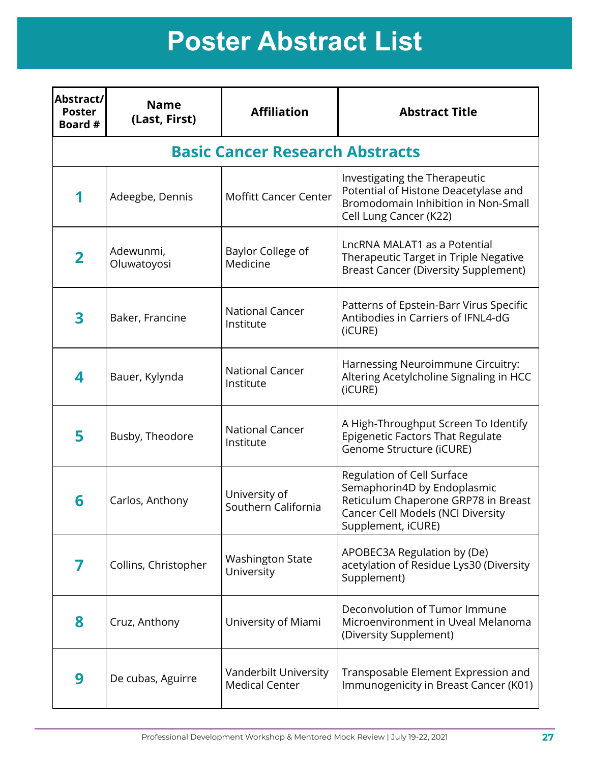# Poster Abstract List

| Abstract/ Poster Board # | Name (Last, First) | Affiliation | Abstract Title |
|---|---|---|---|
| **Basic Cancer Research Abstracts** | | | |
| 1 | Adeegbe, Dennis | Moffitt Cancer Center | Investigating the Therapeutic Potential of Histone Deacetylase and Bromodomain Inhibition in Non-Small Cell Lung Cancer (K22) |
| 2 | Adewunmi, Oluwatoyosi | Baylor College of Medicine | LncRNA MALAT1 as a Potential Therapeutic Target in Triple Negative Breast Cancer (Diversity Supplement) |
| 3 | Baker, Francine | National Cancer Institute | Patterns of Epstein-Barr Virus Specific Antibodies in Carriers of IFNL4-dG (iCURE) |
| 4 | Bauer, Kylynda | National Cancer Institute | Harnessing Neuroimmune Circuitry: Altering Acetylcholine Signaling in HCC (iCURE) |
| 5 | Busby, Theodore | National Cancer Institute | A High-Throughput Screen To Identify Epigenetic Factors That Regulate Genome Structure (iCURE) |
| 6 | Carlos, Anthony | University of Southern California | Regulation of Cell Surface Semaphorin4D by Endoplasmic Reticulum Chaperone GRP78 in Breast Cancer Cell Models (NCI Diversity Supplement, iCURE) |
| 7 | Collins, Christopher | Washington State University | APOBEC3A Regulation by (De) acetylation of Residue Lys30 (Diversity Supplement) |
| 8 | Cruz, Anthony | University of Miami | Deconvolution of Tumor Immune Microenvironment in Uveal Melanoma (Diversity Supplement) |
| 9 | De cubas, Aguirre | Vanderbilt University Medical Center | Transposable Element Expression and Immunogenicity in Breast Cancer (K01) |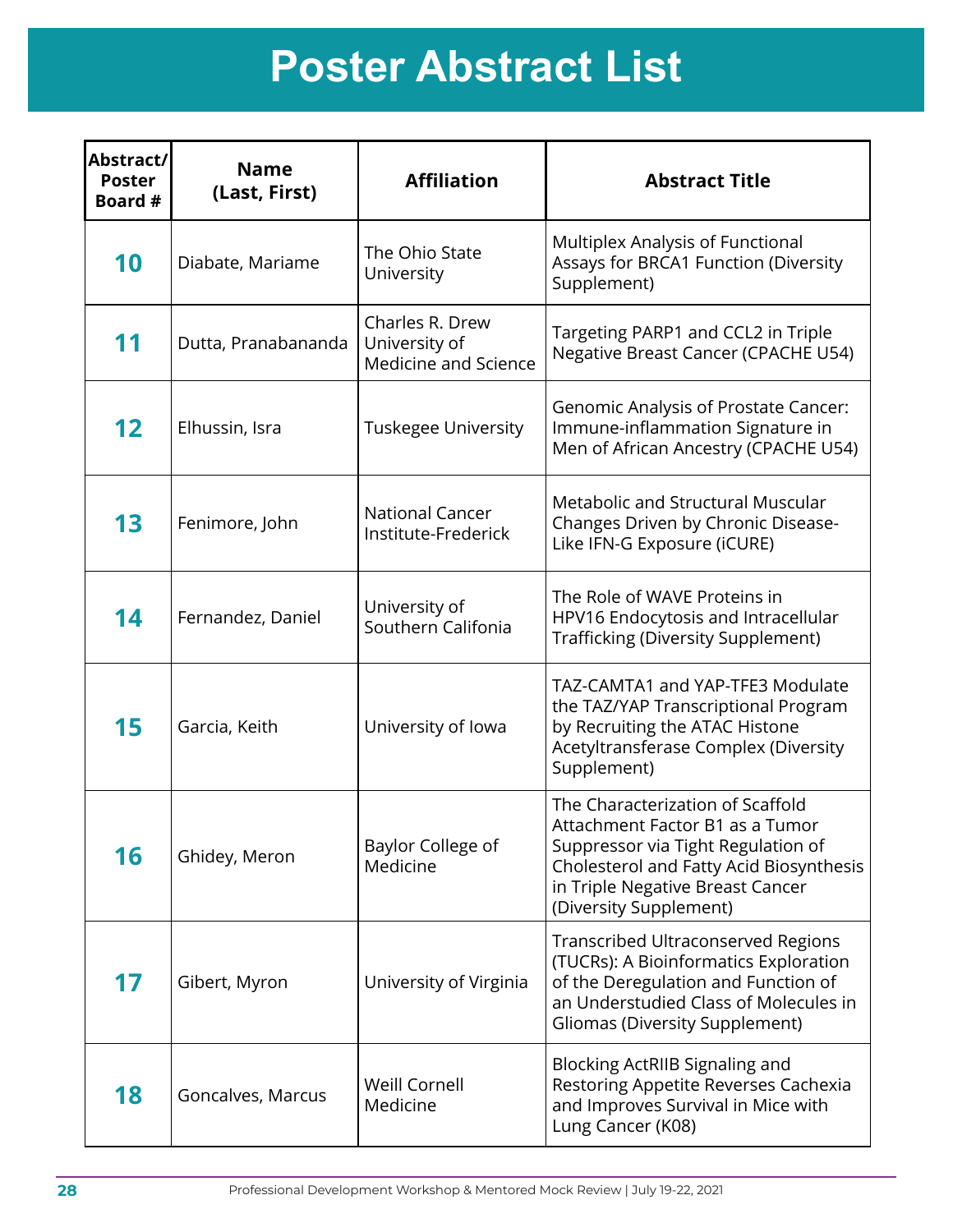# Poster Abstract List

| Abstract/ Poster Board # | Name (Last, First) | Affiliation | Abstract Title |
|---|---|---|---|
| 10 | Diabate, Mariame | The Ohio State University | Multiplex Analysis of Functional Assays for BRCA1 Function (Diversity Supplement) |
| 11 | Dutta, Pranabananda | Charles R. Drew University of Medicine and Science | Targeting PARP1 and CCL2 in Triple Negative Breast Cancer (CPACHE U54) |
| 12 | Elhussin, Isra | Tuskegee University | Genomic Analysis of Prostate Cancer: Immune-inflammation Signature in Men of African Ancestry (CPACHE U54) |
| 13 | Fenimore, John | National Cancer Institute-Frederick | Metabolic and Structural Muscular Changes Driven by Chronic Disease-Like IFN-G Exposure (iCURE) |
| 14 | Fernandez, Daniel | University of Southern Califonia | The Role of WAVE Proteins in HPV16 Endocytosis and Intracellular Trafficking (Diversity Supplement) |
| 15 | Garcia, Keith | University of Iowa | TAZ-CAMTA1 and YAP-TFE3 Modulate the TAZ/YAP Transcriptional Program by Recruiting the ATAC Histone Acetyltransferase Complex (Diversity Supplement) |
| 16 | Ghidey, Meron | Baylor College of Medicine | The Characterization of Scaffold Attachment Factor B1 as a Tumor Suppressor via Tight Regulation of Cholesterol and Fatty Acid Biosynthesis in Triple Negative Breast Cancer (Diversity Supplement) |
| 17 | Gibert, Myron | University of Virginia | Transcribed Ultraconserved Regions (TUCRs): A Bioinformatics Exploration of the Deregulation and Function of an Understudied Class of Molecules in Gliomas (Diversity Supplement) |
| 18 | Goncalves, Marcus | Weill Cornell Medicine | Blocking ActRIIB Signaling and Restoring Appetite Reverses Cachexia and Improves Survival in Mice with Lung Cancer (K08) |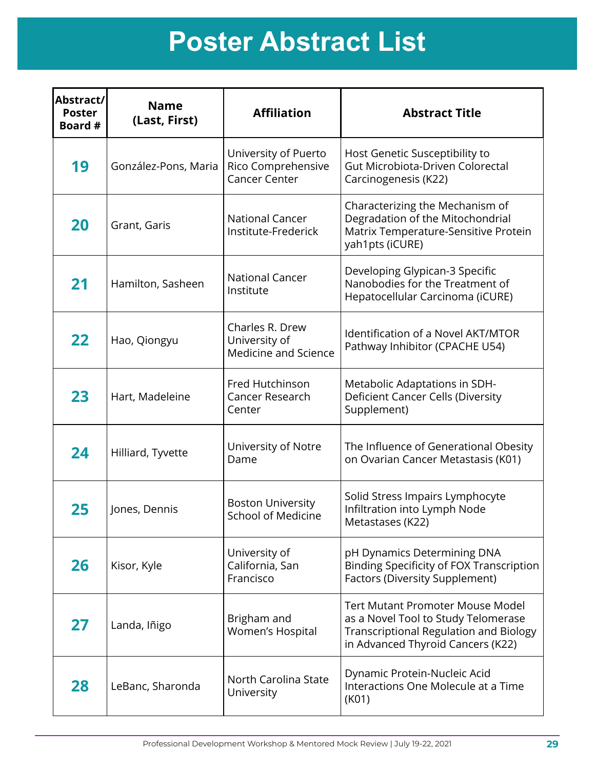# Poster Abstract List

| Abstract/ Poster Board # | Name (Last, First) | Affiliation | Abstract Title |
|---|---|---|---|
| 19 | González-Pons, Maria | University of Puerto Rico Comprehensive Cancer Center | Host Genetic Susceptibility to Gut Microbiota-Driven Colorectal Carcinogenesis (K22) |
| 20 | Grant, Garis | National Cancer Institute-Frederick | Characterizing the Mechanism of Degradation of the Mitochondrial Matrix Temperature-Sensitive Protein yah1pts (iCURE) |
| 21 | Hamilton, Sasheen | National Cancer Institute | Developing Glypican-3 Specific Nanobodies for the Treatment of Hepatocellular Carcinoma (iCURE) |
| 22 | Hao, Qiongyu | Charles R. Drew University of Medicine and Science | Identification of a Novel AKT/MTOR Pathway Inhibitor (CPACHE U54) |
| 23 | Hart, Madeleine | Fred Hutchinson Cancer Research Center | Metabolic Adaptations in SDH-Deficient Cancer Cells (Diversity Supplement) |
| 24 | Hilliard, Tyvette | University of Notre Dame | The Influence of Generational Obesity on Ovarian Cancer Metastasis (K01) |
| 25 | Jones, Dennis | Boston University School of Medicine | Solid Stress Impairs Lymphocyte Infiltration into Lymph Node Metastases (K22) |
| 26 | Kisor, Kyle | University of California, San Francisco | pH Dynamics Determining DNA Binding Specificity of FOX Transcription Factors (Diversity Supplement) |
| 27 | Landa, Iñigo | Brigham and Women's Hospital | Tert Mutant Promoter Mouse Model as a Novel Tool to Study Telomerase Transcriptional Regulation and Biology in Advanced Thyroid Cancers (K22) |
| 28 | LeBanc, Sharonda | North Carolina State University | Dynamic Protein-Nucleic Acid Interactions One Molecule at a Time (K01) |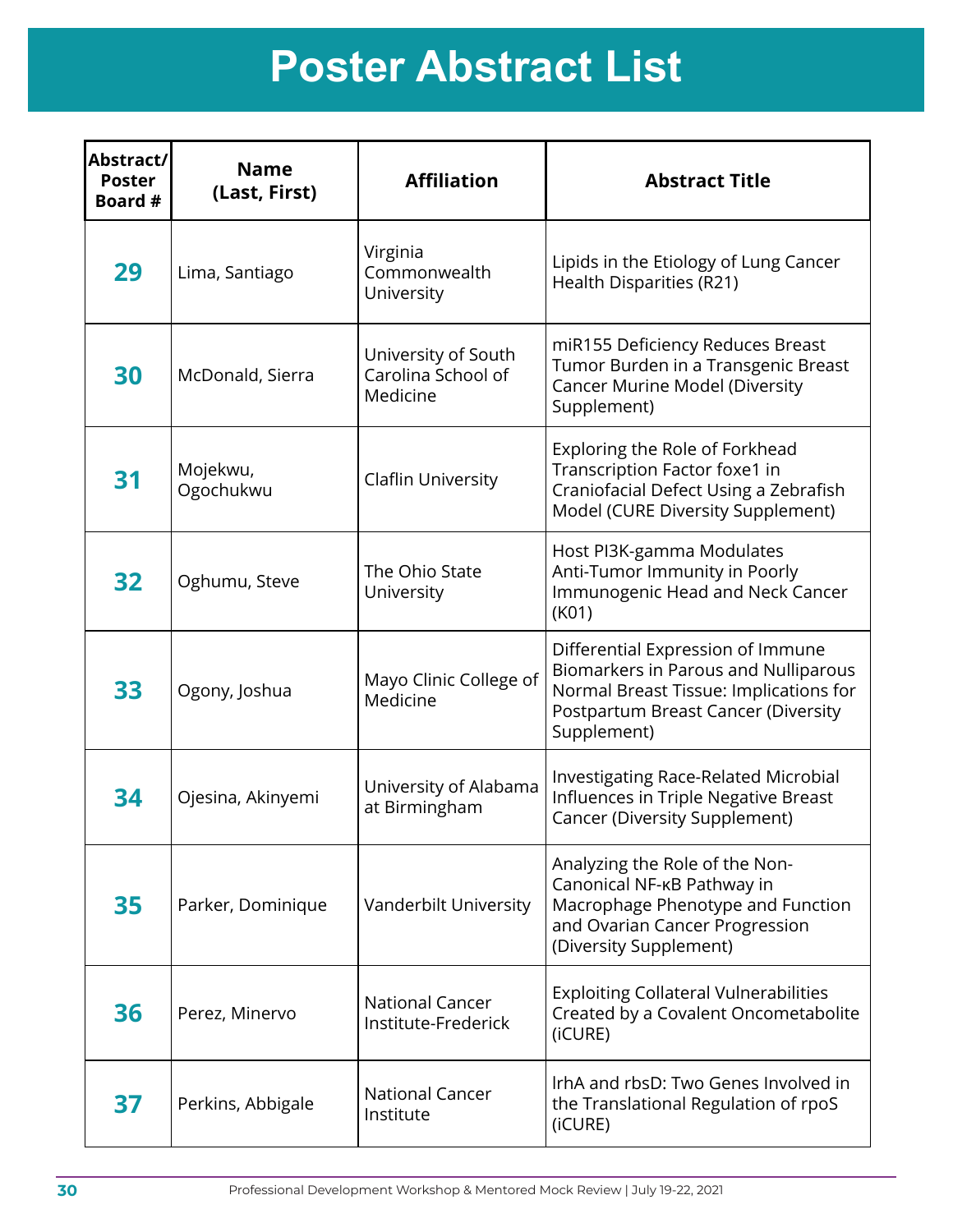# Poster Abstract List

| Abstract/ Poster Board # | Name (Last, First) | Affiliation | Abstract Title |
| --- | --- | --- | --- |
| **29** | Lima, Santiago | Virginia Commonwealth University | Lipids in the Etiology of Lung Cancer Health Disparities (R21) |
| **30** | McDonald, Sierra | University of South Carolina School of Medicine | miR155 Deficiency Reduces Breast Tumor Burden in a Transgenic Breast Cancer Murine Model (Diversity Supplement) |
| **31** | Mojekwu, Ogochukwu | Claflin University | Exploring the Role of Forkhead Transcription Factor foxe1 in Craniofacial Defect Using a Zebrafish Model (CURE Diversity Supplement) |
| **32** | Oghumu, Steve | The Ohio State University | Host PI3K-gamma Modulates Anti-Tumor Immunity in Poorly Immunogenic Head and Neck Cancer (K01) |
| **33** | Ogony, Joshua | Mayo Clinic College of Medicine | Differential Expression of Immune Biomarkers in Parous and Nulliparous Normal Breast Tissue: Implications for Postpartum Breast Cancer (Diversity Supplement) |
| **34** | Ojesina, Akinyemi | University of Alabama at Birmingham | Investigating Race-Related Microbial Influences in Triple Negative Breast Cancer (Diversity Supplement) |
| **35** | Parker, Dominique | Vanderbilt University | Analyzing the Role of the Non-Canonical NF-κB Pathway in Macrophage Phenotype and Function and Ovarian Cancer Progression (Diversity Supplement) |
| **36** | Perez, Minervo | National Cancer Institute-Frederick | Exploiting Collateral Vulnerabilities Created by a Covalent Oncometabolite (iCURE) |
| **37** | Perkins, Abbigale | National Cancer Institute | lrhA and rbsD: Two Genes Involved in the Translational Regulation of rpoS (iCURE) |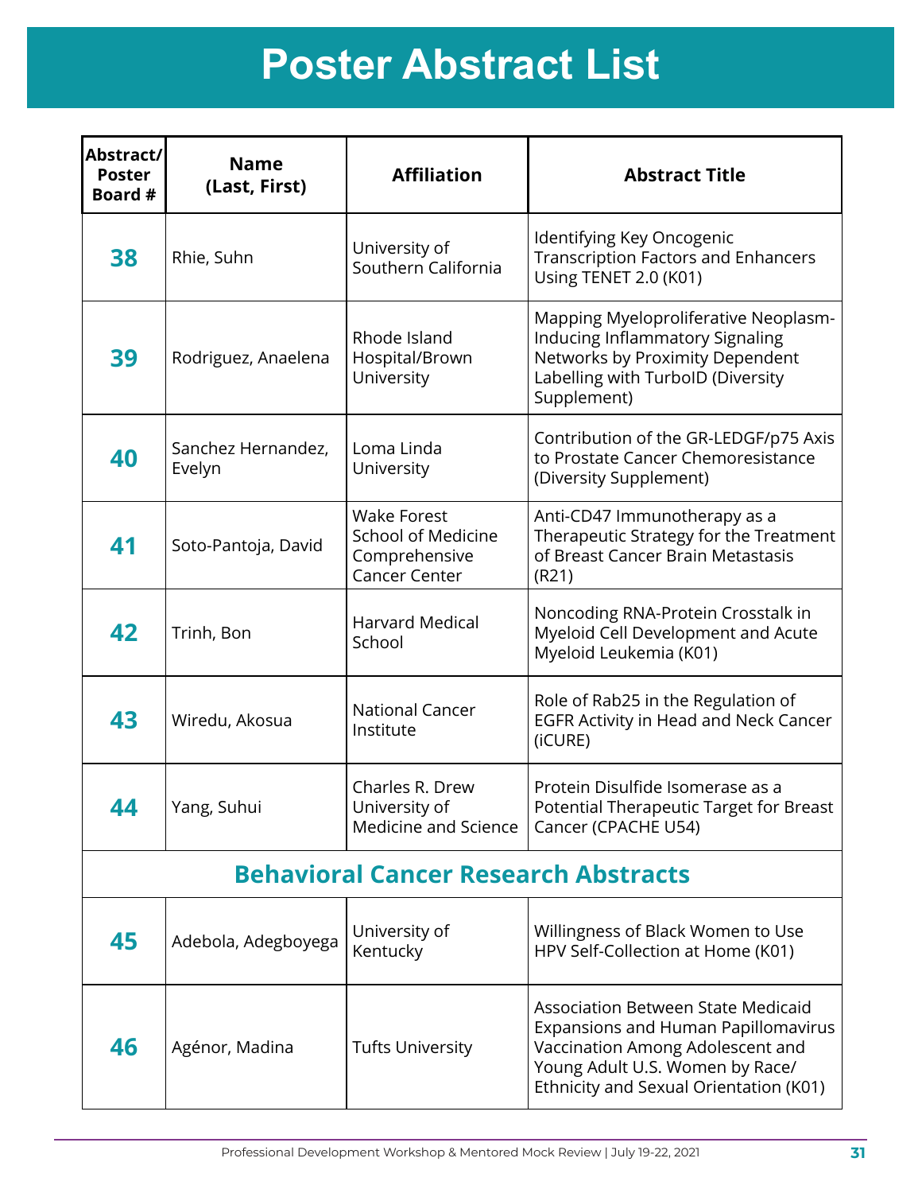# Poster Abstract List

| Abstract/ Poster Board # | Name (Last, First) | Affiliation | Abstract Title |
|---|---|---|---|
| 38 | Rhie, Suhn | University of Southern California | Identifying Key Oncogenic Transcription Factors and Enhancers Using TENET 2.0 (K01) |
| 39 | Rodriguez, Anaelena | Rhode Island Hospital/Brown University | Mapping Myeloproliferative Neoplasm-Inducing Inflammatory Signaling Networks by Proximity Dependent Labelling with TurboID (Diversity Supplement) |
| 40 | Sanchez Hernandez, Evelyn | Loma Linda University | Contribution of the GR-LEDGF/p75 Axis to Prostate Cancer Chemoresistance (Diversity Supplement) |
| 41 | Soto-Pantoja, David | Wake Forest School of Medicine Comprehensive Cancer Center | Anti-CD47 Immunotherapy as a Therapeutic Strategy for the Treatment of Breast Cancer Brain Metastasis (R21) |
| 42 | Trinh, Bon | Harvard Medical School | Noncoding RNA-Protein Crosstalk in Myeloid Cell Development and Acute Myeloid Leukemia (K01) |
| 43 | Wiredu, Akosua | National Cancer Institute | Role of Rab25 in the Regulation of EGFR Activity in Head and Neck Cancer (iCURE) |
| 44 | Yang, Suhui | Charles R. Drew University of Medicine and Science | Protein Disulfide Isomerase as a Potential Therapeutic Target for Breast Cancer (CPACHE U54) |
| **Behavioral Cancer Research Abstracts** | | | |
| 45 | Adebola, Adegboyega | University of Kentucky | Willingness of Black Women to Use HPV Self-Collection at Home (K01) |
| 46 | Agénor, Madina | Tufts University | Association Between State Medicaid Expansions and Human Papillomavirus Vaccination Among Adolescent and Young Adult U.S. Women by Race/ Ethnicity and Sexual Orientation (K01) |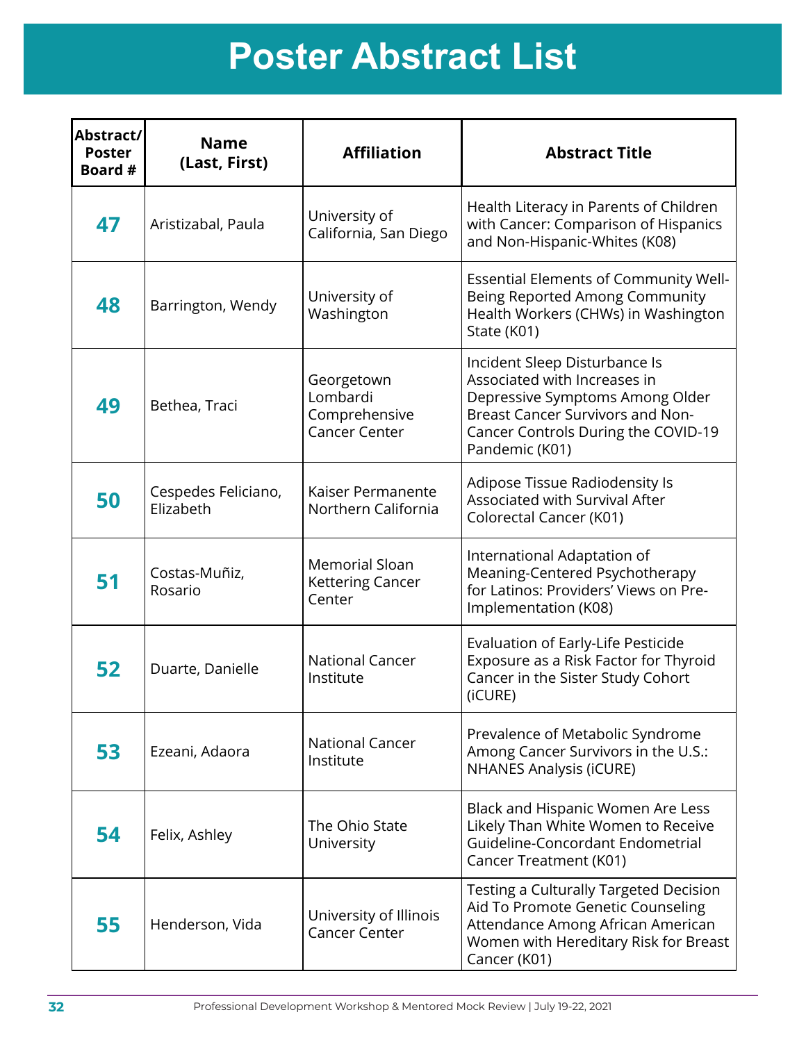# Poster Abstract List

| Abstract/ Poster Board # | Name (Last, First) | Affiliation | Abstract Title |
|---|---|---|---|
| 47 | Aristizabal, Paula | University of California, San Diego | Health Literacy in Parents of Children with Cancer: Comparison of Hispanics and Non-Hispanic-Whites (K08) |
| 48 | Barrington, Wendy | University of Washington | Essential Elements of Community Well-Being Reported Among Community Health Workers (CHWs) in Washington State (K01) |
| 49 | Bethea, Traci | Georgetown Lombardi Comprehensive Cancer Center | Incident Sleep Disturbance Is Associated with Increases in Depressive Symptoms Among Older Breast Cancer Survivors and Non-Cancer Controls During the COVID-19 Pandemic (K01) |
| 50 | Cespedes Feliciano, Elizabeth | Kaiser Permanente Northern California | Adipose Tissue Radiodensity Is Associated with Survival After Colorectal Cancer (K01) |
| 51 | Costas-Muñiz, Rosario | Memorial Sloan Kettering Cancer Center | International Adaptation of Meaning-Centered Psychotherapy for Latinos: Providers' Views on Pre-Implementation (K08) |
| 52 | Duarte, Danielle | National Cancer Institute | Evaluation of Early-Life Pesticide Exposure as a Risk Factor for Thyroid Cancer in the Sister Study Cohort (iCURE) |
| 53 | Ezeani, Adaora | National Cancer Institute | Prevalence of Metabolic Syndrome Among Cancer Survivors in the U.S.: NHANES Analysis (iCURE) |
| 54 | Felix, Ashley | The Ohio State University | Black and Hispanic Women Are Less Likely Than White Women to Receive Guideline-Concordant Endometrial Cancer Treatment (K01) |
| 55 | Henderson, Vida | University of Illinois Cancer Center | Testing a Culturally Targeted Decision Aid To Promote Genetic Counseling Attendance Among African American Women with Hereditary Risk for Breast Cancer (K01) |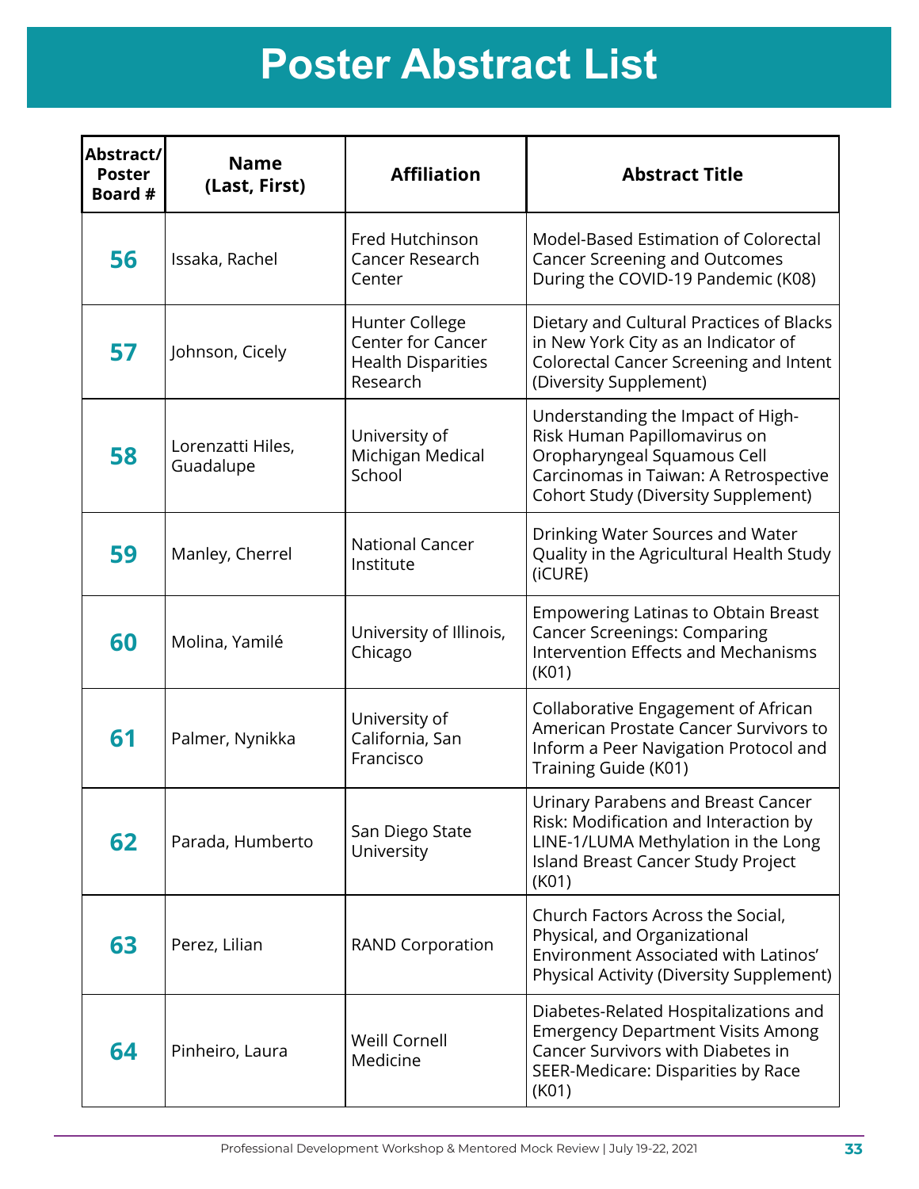# Poster Abstract List

| Abstract/ Poster Board # | Name (Last, First) | Affiliation | Abstract Title |
|---|---|---|---|
| 56 | Issaka, Rachel | Fred Hutchinson Cancer Research Center | Model-Based Estimation of Colorectal Cancer Screening and Outcomes During the COVID-19 Pandemic (K08) |
| 57 | Johnson, Cicely | Hunter College Center for Cancer Health Disparities Research | Dietary and Cultural Practices of Blacks in New York City as an Indicator of Colorectal Cancer Screening and Intent (Diversity Supplement) |
| 58 | Lorenzatti Hiles, Guadalupe | University of Michigan Medical School | Understanding the Impact of High-Risk Human Papillomavirus on Oropharyngeal Squamous Cell Carcinomas in Taiwan: A Retrospective Cohort Study (Diversity Supplement) |
| 59 | Manley, Cherrel | National Cancer Institute | Drinking Water Sources and Water Quality in the Agricultural Health Study (iCURE) |
| 60 | Molina, Yamilé | University of Illinois, Chicago | Empowering Latinas to Obtain Breast Cancer Screenings: Comparing Intervention Effects and Mechanisms (K01) |
| 61 | Palmer, Nynikka | University of California, San Francisco | Collaborative Engagement of African American Prostate Cancer Survivors to Inform a Peer Navigation Protocol and Training Guide (K01) |
| 62 | Parada, Humberto | San Diego State University | Urinary Parabens and Breast Cancer Risk: Modification and Interaction by LINE-1/LUMA Methylation in the Long Island Breast Cancer Study Project (K01) |
| 63 | Perez, Lilian | RAND Corporation | Church Factors Across the Social, Physical, and Organizational Environment Associated with Latinos' Physical Activity (Diversity Supplement) |
| 64 | Pinheiro, Laura | Weill Cornell Medicine | Diabetes-Related Hospitalizations and Emergency Department Visits Among Cancer Survivors with Diabetes in SEER-Medicare: Disparities by Race (K01) |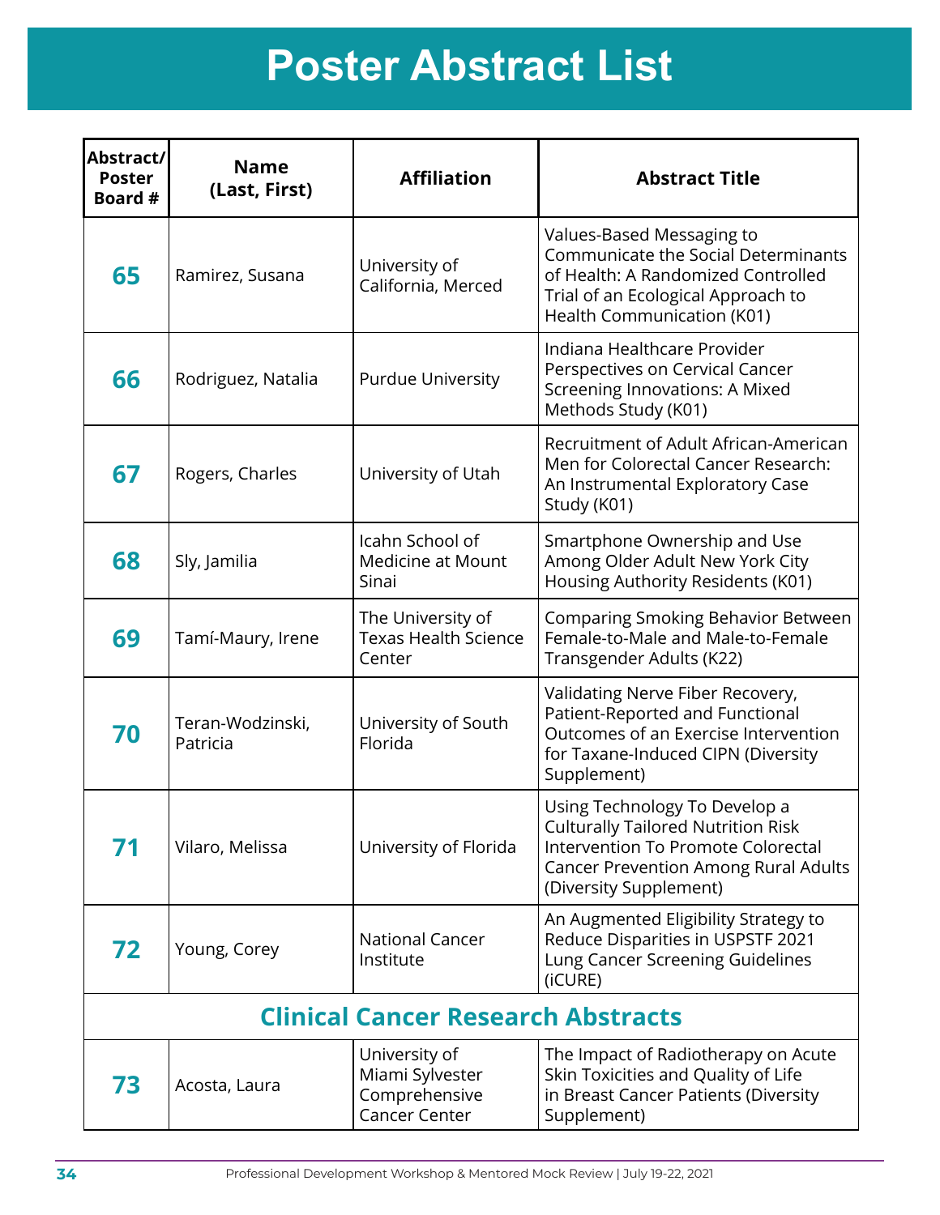# Poster Abstract List

| Abstract/ Poster Board # | Name (Last, First) | Affiliation | Abstract Title |
|---|---|---|---|
| 65 | Ramirez, Susana | University of California, Merced | Values-Based Messaging to Communicate the Social Determinants of Health: A Randomized Controlled Trial of an Ecological Approach to Health Communication (K01) |
| 66 | Rodriguez, Natalia | Purdue University | Indiana Healthcare Provider Perspectives on Cervical Cancer Screening Innovations: A Mixed Methods Study (K01) |
| 67 | Rogers, Charles | University of Utah | Recruitment of Adult African-American Men for Colorectal Cancer Research: An Instrumental Exploratory Case Study (K01) |
| 68 | Sly, Jamilia | Icahn School of Medicine at Mount Sinai | Smartphone Ownership and Use Among Older Adult New York City Housing Authority Residents (K01) |
| 69 | Tamí-Maury, Irene | The University of Texas Health Science Center | Comparing Smoking Behavior Between Female-to-Male and Male-to-Female Transgender Adults (K22) |
| 70 | Teran-Wodzinski, Patricia | University of South Florida | Validating Nerve Fiber Recovery, Patient-Reported and Functional Outcomes of an Exercise Intervention for Taxane-Induced CIPN (Diversity Supplement) |
| 71 | Vilaro, Melissa | University of Florida | Using Technology To Develop a Culturally Tailored Nutrition Risk Intervention To Promote Colorectal Cancer Prevention Among Rural Adults (Diversity Supplement) |
| 72 | Young, Corey | National Cancer Institute | An Augmented Eligibility Strategy to Reduce Disparities in USPSTF 2021 Lung Cancer Screening Guidelines (iCURE) |
| **Clinical Cancer Research Abstracts** | | | |
| 73 | Acosta, Laura | University of Miami Sylvester Comprehensive Cancer Center | The Impact of Radiotherapy on Acute Skin Toxicities and Quality of Life in Breast Cancer Patients (Diversity Supplement) |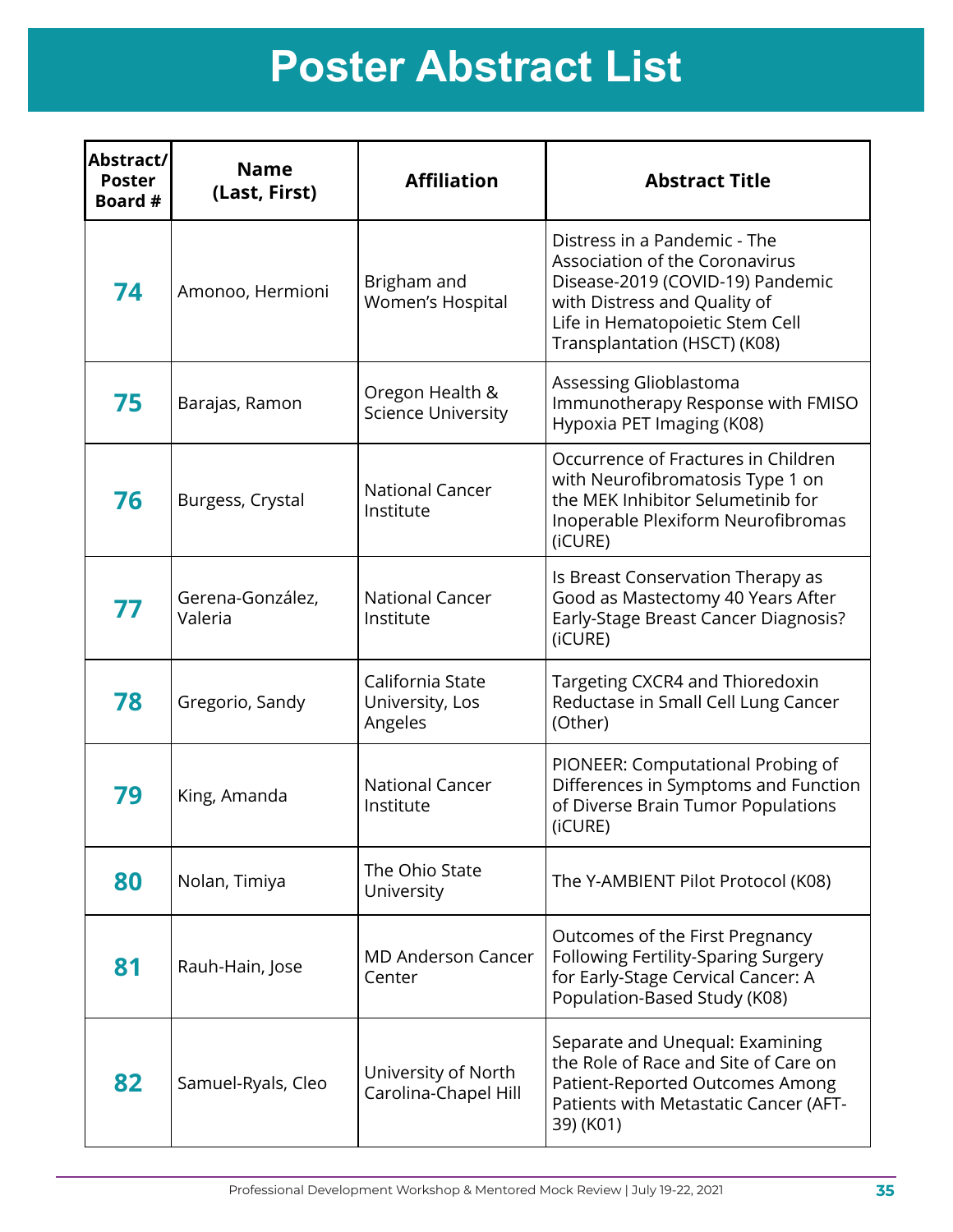# Poster Abstract List

| Abstract/ Poster Board # | Name (Last, First) | Affiliation | Abstract Title |
|---|---|---|---|
| 74 | Amonoo, Hermioni | Brigham and Women's Hospital | Distress in a Pandemic - The Association of the Coronavirus Disease-2019 (COVID-19) Pandemic with Distress and Quality of Life in Hematopoietic Stem Cell Transplantation (HSCT) (K08) |
| 75 | Barajas, Ramon | Oregon Health & Science University | Assessing Glioblastoma Immunotherapy Response with FMISO Hypoxia PET Imaging (K08) |
| 76 | Burgess, Crystal | National Cancer Institute | Occurrence of Fractures in Children with Neurofibromatosis Type 1 on the MEK Inhibitor Selumetinib for Inoperable Plexiform Neurofibromas (iCURE) |
| 77 | Gerena-González, Valeria | National Cancer Institute | Is Breast Conservation Therapy as Good as Mastectomy 40 Years After Early-Stage Breast Cancer Diagnosis? (iCURE) |
| 78 | Gregorio, Sandy | California State University, Los Angeles | Targeting CXCR4 and Thioredoxin Reductase in Small Cell Lung Cancer (Other) |
| 79 | King, Amanda | National Cancer Institute | PIONEER: Computational Probing of Differences in Symptoms and Function of Diverse Brain Tumor Populations (iCURE) |
| 80 | Nolan, Timiya | The Ohio State University | The Y-AMBIENT Pilot Protocol (K08) |
| 81 | Rauh-Hain, Jose | MD Anderson Cancer Center | Outcomes of the First Pregnancy Following Fertility-Sparing Surgery for Early-Stage Cervical Cancer: A Population-Based Study (K08) |
| 82 | Samuel-Ryals, Cleo | University of North Carolina-Chapel Hill | Separate and Unequal: Examining the Role of Race and Site of Care on Patient-Reported Outcomes Among Patients with Metastatic Cancer (AFT-39) (K01) |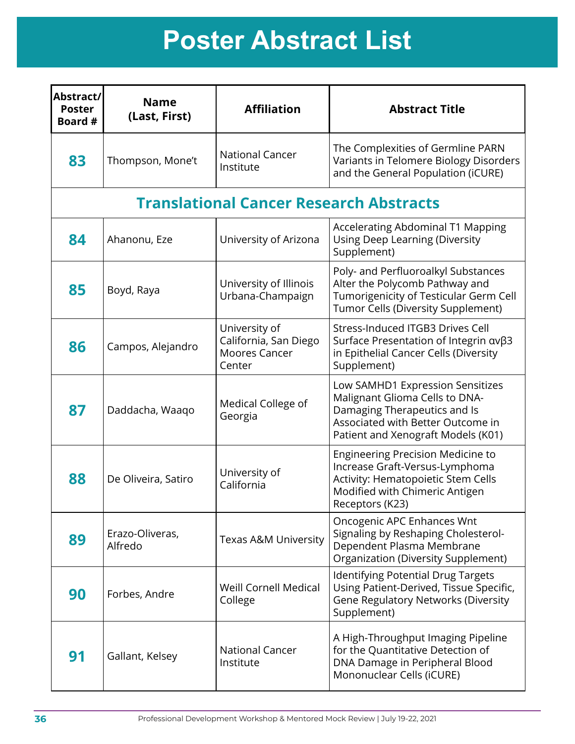# Poster Abstract List

| Abstract/ Poster Board # | Name (Last, First) | Affiliation | Abstract Title |
|---|---|---|---|
| 83 | Thompson, Mone't | National Cancer Institute | The Complexities of Germline PARN Variants in Telomere Biology Disorders and the General Population (iCURE) |
| **Translational Cancer Research Abstracts** | | | |
| 84 | Ahanonu, Eze | University of Arizona | Accelerating Abdominal T1 Mapping Using Deep Learning (Diversity Supplement) |
| 85 | Boyd, Raya | University of Illinois Urbana-Champaign | Poly- and Perfluoroalkyl Substances Alter the Polycomb Pathway and Tumorigenicity of Testicular Germ Cell Tumor Cells (Diversity Supplement) |
| 86 | Campos, Alejandro | University of California, San Diego Moores Cancer Center | Stress-Induced ITGB3 Drives Cell Surface Presentation of Integrin αvβ3 in Epithelial Cancer Cells (Diversity Supplement) |
| 87 | Daddacha, Waaqo | Medical College of Georgia | Low SAMHD1 Expression Sensitizes Malignant Glioma Cells to DNA-Damaging Therapeutics and Is Associated with Better Outcome in Patient and Xenograft Models (K01) |
| 88 | De Oliveira, Satiro | University of California | Engineering Precision Medicine to Increase Graft-Versus-Lymphoma Activity: Hematopoietic Stem Cells Modified with Chimeric Antigen Receptors (K23) |
| 89 | Erazo-Oliveras, Alfredo | Texas A&M University | Oncogenic APC Enhances Wnt Signaling by Reshaping Cholesterol-Dependent Plasma Membrane Organization (Diversity Supplement) |
| 90 | Forbes, Andre | Weill Cornell Medical College | Identifying Potential Drug Targets Using Patient-Derived, Tissue Specific, Gene Regulatory Networks (Diversity Supplement) |
| 91 | Gallant, Kelsey | National Cancer Institute | A High-Throughput Imaging Pipeline for the Quantitative Detection of DNA Damage in Peripheral Blood Mononuclear Cells (iCURE) |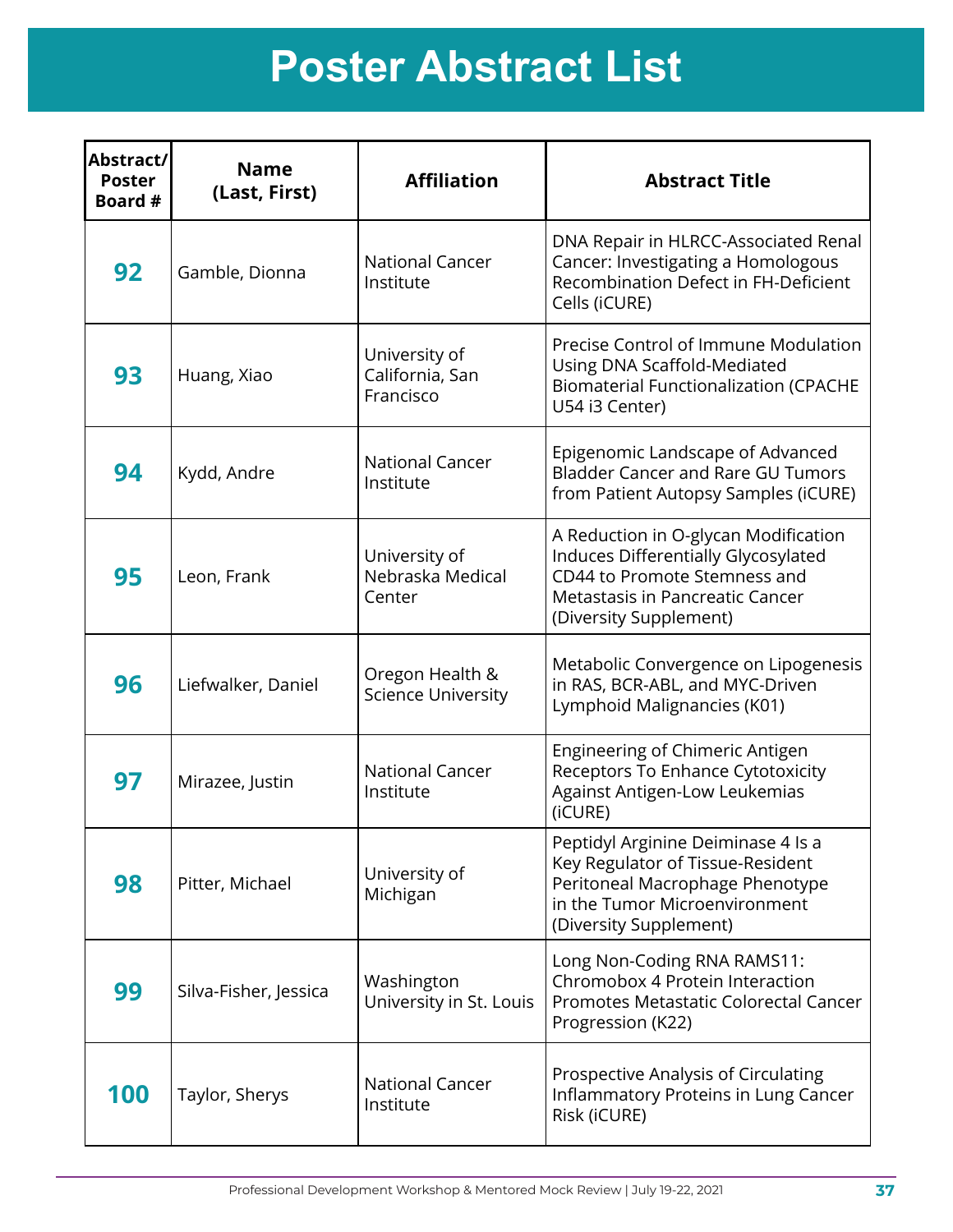# Poster Abstract List

| Abstract/ Poster Board # | Name (Last, First) | Affiliation | Abstract Title |
|---|---|---|---|
| 92 | Gamble, Dionna | National Cancer Institute | DNA Repair in HLRCC-Associated Renal Cancer: Investigating a Homologous Recombination Defect in FH-Deficient Cells (iCURE) |
| 93 | Huang, Xiao | University of California, San Francisco | Precise Control of Immune Modulation Using DNA Scaffold-Mediated Biomaterial Functionalization (CPACHE U54 i3 Center) |
| 94 | Kydd, Andre | National Cancer Institute | Epigenomic Landscape of Advanced Bladder Cancer and Rare GU Tumors from Patient Autopsy Samples (iCURE) |
| 95 | Leon, Frank | University of Nebraska Medical Center | A Reduction in O-glycan Modification Induces Differentially Glycosylated CD44 to Promote Stemness and Metastasis in Pancreatic Cancer (Diversity Supplement) |
| 96 | Liefwalker, Daniel | Oregon Health & Science University | Metabolic Convergence on Lipogenesis in RAS, BCR-ABL, and MYC-Driven Lymphoid Malignancies (K01) |
| 97 | Mirazee, Justin | National Cancer Institute | Engineering of Chimeric Antigen Receptors To Enhance Cytotoxicity Against Antigen-Low Leukemias (iCURE) |
| 98 | Pitter, Michael | University of Michigan | Peptidyl Arginine Deiminase 4 Is a Key Regulator of Tissue-Resident Peritoneal Macrophage Phenotype in the Tumor Microenvironment (Diversity Supplement) |
| 99 | Silva-Fisher, Jessica | Washington University in St. Louis | Long Non-Coding RNA RAMS11: Chromobox 4 Protein Interaction Promotes Metastatic Colorectal Cancer Progression (K22) |
| 100 | Taylor, Sherys | National Cancer Institute | Prospective Analysis of Circulating Inflammatory Proteins in Lung Cancer Risk (iCURE) |